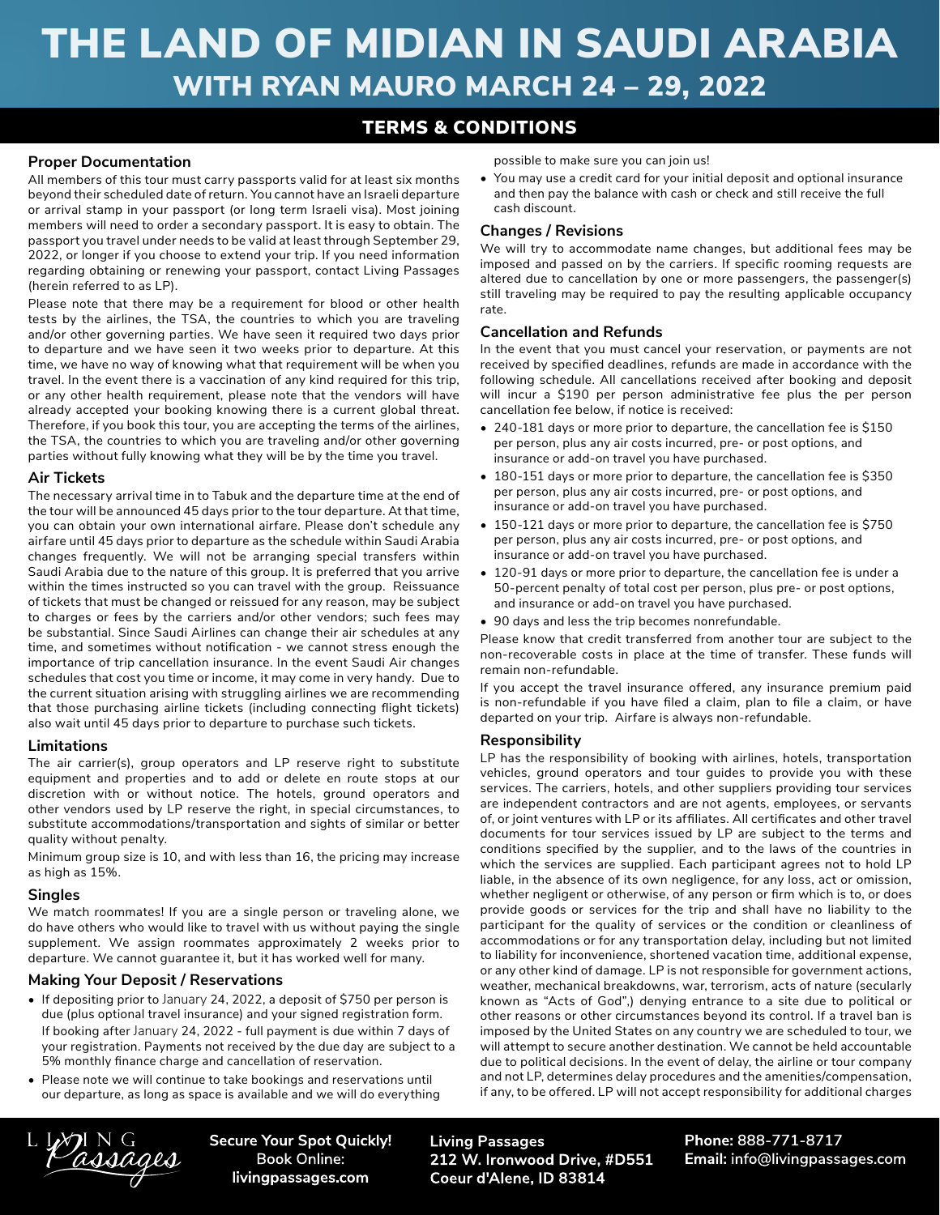# THE LAND OF MIDIAN IN SAUDI ARABIA

## WITH RYAN MAURO MARCH 24 – 29, 2022

## TERMS & CONDITIONS

### Proper Documentation

All members of this tour must carry passports valid for at least six months beyond their scheduled date of return. You cannot have an Israeli departure or arrival stamp in your passport (or long term Israeli visa). Most joining members will need to order a secondary passport. It is easy to obtain. The passport you travel under needs to be valid at least through September 29, 2022, or longer if you choose to extend your trip. If you need information regarding obtaining or renewing your passport, contact Living Passages (herein referred to as LP).

Please note that there may be a requirement for blood or other health tests by the airlines, the TSA, the countries to which you are traveling and/or other governing parties. We have seen it required two days prior to departure and we have seen it two weeks prior to departure. At this time, we have no way of knowing what that requirement will be when you travel. In the event there is a vaccination of any kind required for this trip, or any other health requirement, please note that the vendors will have already accepted your booking knowing there is a current global threat. Therefore, if you book this tour, you are accepting the terms of the airlines, the TSA, the countries to which you are traveling and/or other governing parties without fully knowing what they will be by the time you travel.

### Air Tickets

The necessary arrival time in to Tabuk and the departure time at the end of the tour will be announced 45 days prior to the tour departure. At that time, you can obtain your own international airfare. Please don't schedule any airfare until 45 days prior to departure as the schedule within Saudi Arabia changes frequently. We will not be arranging special transfers within Saudi Arabia due to the nature of this group. It is preferred that you arrive within the times instructed so you can travel with the group. Reissuance of tickets that must be changed or reissued for any reason, may be subject to charges or fees by the carriers and/or other vendors; such fees may be substantial. Since Saudi Airlines can change their air schedules at any time, and sometimes without notification - we cannot stress enough the importance of trip cancellation insurance. In the event Saudi Air changes schedules that cost you time or income, it may come in very handy. Due to the current situation arising with struggling airlines we are recommending that those purchasing airline tickets (including connecting flight tickets) also wait until 45 days prior to departure to purchase such tickets.

### Limitations

The air carrier(s), group operators and LP reserve right to substitute equipment and properties and to add or delete en route stops at our discretion with or without notice. The hotels, ground operators and other vendors used by LP reserve the right, in special circumstances, to substitute accommodations/transportation and sights of similar or better quality without penalty.

Minimum group size is 10, and with less than 16, the pricing may increase as high as 15%.

### Singles

We match roommates! If you are a single person or traveling alone, we do have others who would like to travel with us without paying the single supplement. We assign roommates approximately 2 weeks prior to departure. We cannot guarantee it, but it has worked well for many.

### Making Your Deposit / Reservations

- If depositing prior to January 24, 2022, a deposit of $750 per person is due (plus optional travel insurance) and your signed registration form. If booking after January 24, 2022 - full payment is due within 7 days of your registration. Payments not received by the due day are subject to a 5% monthly finance charge and cancellation of reservation.
- Please note we will continue to take bookings and reservations until our departure, as long as space is available and we will do everything possible to make sure you can join us!
- You may use a credit card for your initial deposit and optional insurance and then pay the balance with cash or check and still receive the full cash discount.

### Changes / Revisions

We will try to accommodate name changes, but additional fees may be imposed and passed on by the carriers. If specific rooming requests are altered due to cancellation by one or more passengers, the passenger(s) still traveling may be required to pay the resulting applicable occupancy rate.

### Cancellation and Refunds

In the event that you must cancel your reservation, or payments are not received by specified deadlines, refunds are made in accordance with the following schedule. All cancellations received after booking and deposit will incur a $190 per person administrative fee plus the per person cancellation fee below, if notice is received:

- 240-181 days or more prior to departure, the cancellation fee is $150 per person, plus any air costs incurred, pre- or post options, and insurance or add-on travel you have purchased.
- 180-151 days or more prior to departure, the cancellation fee is $350 per person, plus any air costs incurred, pre- or post options, and insurance or add-on travel you have purchased.
- 150-121 days or more prior to departure, the cancellation fee is $750 per person, plus any air costs incurred, pre- or post options, and insurance or add-on travel you have purchased.
- 120-91 days or more prior to departure, the cancellation fee is under a 50-percent penalty of total cost per person, plus pre- or post options, and insurance or add-on travel you have purchased.
- 90 days and less the trip becomes nonrefundable.

Please know that credit transferred from another tour are subject to the non-recoverable costs in place at the time of transfer. These funds will remain non-refundable.

If you accept the travel insurance offered, any insurance premium paid is non-refundable if you have filed a claim, plan to file a claim, or have departed on your trip. Airfare is always non-refundable.

### Responsibility

LP has the responsibility of booking with airlines, hotels, transportation vehicles, ground operators and tour guides to provide you with these services. The carriers, hotels, and other suppliers providing tour services are independent contractors and are not agents, employees, or servants of, or joint ventures with LP or its affiliates. All certificates and other travel documents for tour services issued by LP are subject to the terms and conditions specified by the supplier, and to the laws of the countries in which the services are supplied. Each participant agrees not to hold LP liable, in the absence of its own negligence, for any loss, act or omission, whether negligent or otherwise, of any person or firm which is to, or does provide goods or services for the trip and shall have no liability to the participant for the quality of services or the condition or cleanliness of accommodations or for any transportation delay, including but not limited to liability for inconvenience, shortened vacation time, additional expense, or any other kind of damage. LP is not responsible for government actions, weather, mechanical breakdowns, war, terrorism, acts of nature (secularly known as "Acts of God",) denying entrance to a site due to political or other reasons or other circumstances beyond its control. If a travel ban is imposed by the United States on any country we are scheduled to tour, we will attempt to secure another destination. We cannot be held accountable due to political decisions. In the event of delay, the airline or tour company and not LP, determines delay procedures and the amenities/compensation, if any, to be offered. LP will not accept responsibility for additional charges

Living Passages

**Secure Your Spot Quickly!**
Book Online:
**livingpassages.com**

**Living Passages**
**212 W. Ironwood Drive, #D551**
**Coeur d'Alene, ID 83814**

**Phone:** 888-771-8717
**Email:** info@livingpassages.com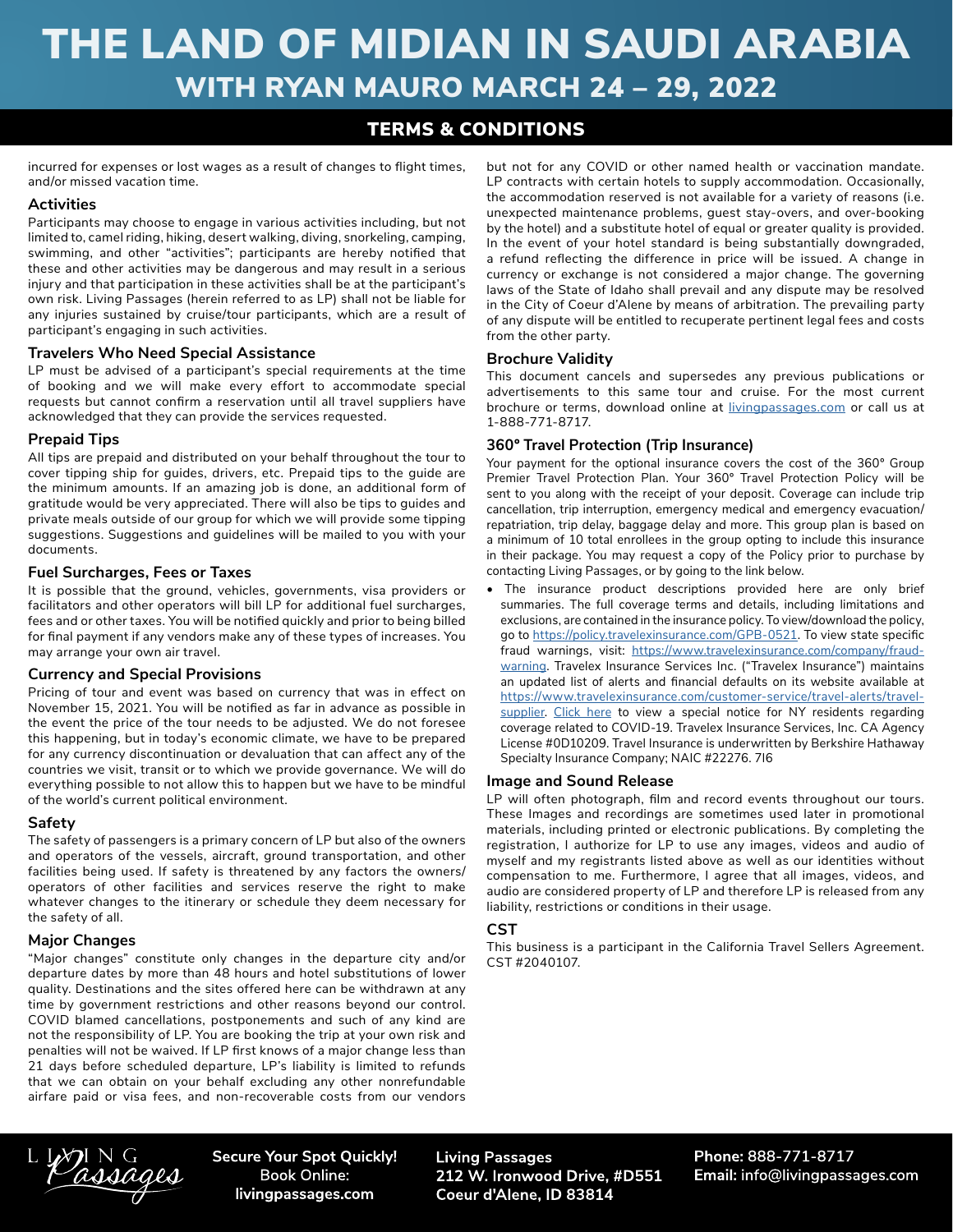# THE LAND OF MIDIAN IN SAUDI ARABIA

## WITH RYAN MAURO MARCH 24 – 29, 2022

## TERMS & CONDITIONS

incurred for expenses or lost wages as a result of changes to flight times, and/or missed vacation time.

### Activities

Participants may choose to engage in various activities including, but not limited to, camel riding, hiking, desert walking, diving, snorkeling, camping, swimming, and other "activities"; participants are hereby notified that these and other activities may be dangerous and may result in a serious injury and that participation in these activities shall be at the participant's own risk. Living Passages (herein referred to as LP) shall not be liable for any injuries sustained by cruise/tour participants, which are a result of participant's engaging in such activities.

### Travelers Who Need Special Assistance

LP must be advised of a participant's special requirements at the time of booking and we will make every effort to accommodate special requests but cannot confirm a reservation until all travel suppliers have acknowledged that they can provide the services requested.

### Prepaid Tips

All tips are prepaid and distributed on your behalf throughout the tour to cover tipping ship for guides, drivers, etc. Prepaid tips to the guide are the minimum amounts. If an amazing job is done, an additional form of gratitude would be very appreciated. There will also be tips to guides and private meals outside of our group for which we will provide some tipping suggestions. Suggestions and guidelines will be mailed to you with your documents.

### Fuel Surcharges, Fees or Taxes

It is possible that the ground, vehicles, governments, visa providers or facilitators and other operators will bill LP for additional fuel surcharges, fees and or other taxes. You will be notified quickly and prior to being billed for final payment if any vendors make any of these types of increases. You may arrange your own air travel.

### Currency and Special Provisions

Pricing of tour and event was based on currency that was in effect on November 15, 2021. You will be notified as far in advance as possible in the event the price of the tour needs to be adjusted. We do not foresee this happening, but in today's economic climate, we have to be prepared for any currency discontinuation or devaluation that can affect any of the countries we visit, transit or to which we provide governance. We will do everything possible to not allow this to happen but we have to be mindful of the world's current political environment.

### Safety

The safety of passengers is a primary concern of LP but also of the owners and operators of the vessels, aircraft, ground transportation, and other facilities being used. If safety is threatened by any factors the owners/ operators of other facilities and services reserve the right to make whatever changes to the itinerary or schedule they deem necessary for the safety of all.

### Major Changes

"Major changes" constitute only changes in the departure city and/or departure dates by more than 48 hours and hotel substitutions of lower quality. Destinations and the sites offered here can be withdrawn at any time by government restrictions and other reasons beyond our control. COVID blamed cancellations, postponements and such of any kind are not the responsibility of LP. You are booking the trip at your own risk and penalties will not be waived. If LP first knows of a major change less than 21 days before scheduled departure, LP's liability is limited to refunds that we can obtain on your behalf excluding any other nonrefundable airfare paid or visa fees, and non-recoverable costs from our vendors but not for any COVID or other named health or vaccination mandate. LP contracts with certain hotels to supply accommodation. Occasionally, the accommodation reserved is not available for a variety of reasons (i.e. unexpected maintenance problems, guest stay-overs, and over-booking by the hotel) and a substitute hotel of equal or greater quality is provided. In the event of your hotel standard is being substantially downgraded, a refund reflecting the difference in price will be issued. A change in currency or exchange is not considered a major change. The governing laws of the State of Idaho shall prevail and any dispute may be resolved in the City of Coeur d'Alene by means of arbitration. The prevailing party of any dispute will be entitled to recuperate pertinent legal fees and costs from the other party.

### Brochure Validity

This document cancels and supersedes any previous publications or advertisements to this same tour and cruise. For the most current brochure or terms, download online at livingpassages.com or call us at 1-888-771-8717.

### 360° Travel Protection (Trip Insurance)

Your payment for the optional insurance covers the cost of the 360° Group Premier Travel Protection Plan. Your 360° Travel Protection Policy will be sent to you along with the receipt of your deposit. Coverage can include trip cancellation, trip interruption, emergency medical and emergency evacuation/ repatriation, trip delay, baggage delay and more. This group plan is based on a minimum of 10 total enrollees in the group opting to include this insurance in their package. You may request a copy of the Policy prior to purchase by contacting Living Passages, or by going to the link below.

- The insurance product descriptions provided here are only brief summaries. The full coverage terms and details, including limitations and exclusions, are contained in the insurance policy. To view/download the policy, go to https://policy.travelexinsurance.com/GPB-0521. To view state specific fraud warnings, visit: https://www.travelexinsurance.com/company/fraud-warning. Travelex Insurance Services Inc. ("Travelex Insurance") maintains an updated list of alerts and financial defaults on its website available at https://www.travelexinsurance.com/customer-service/travel-alerts/travel-supplier. Click here to view a special notice for NY residents regarding coverage related to COVID-19. Travelex Insurance Services, Inc. CA Agency License #0D10209. Travel Insurance is underwritten by Berkshire Hathaway Specialty Insurance Company; NAIC #22276. 7I6

### Image and Sound Release

LP will often photograph, film and record events throughout our tours. These Images and recordings are sometimes used later in promotional materials, including printed or electronic publications. By completing the registration, I authorize for LP to use any images, videos and audio of myself and my registrants listed above as well as our identities without compensation to me. Furthermore, I agree that all images, videos, and audio are considered property of LP and therefore LP is released from any liability, restrictions or conditions in their usage.

### CST

This business is a participant in the California Travel Sellers Agreement. CST #2040107.

Living Passages

**Secure Your Spot Quickly!** Book Online: **livingpassages.com**

**Living Passages**
**212 W. Ironwood Drive, #D551**
**Coeur d'Alene, ID 83814**

**Phone:** 888-771-8717
**Email:** info@livingpassages.com